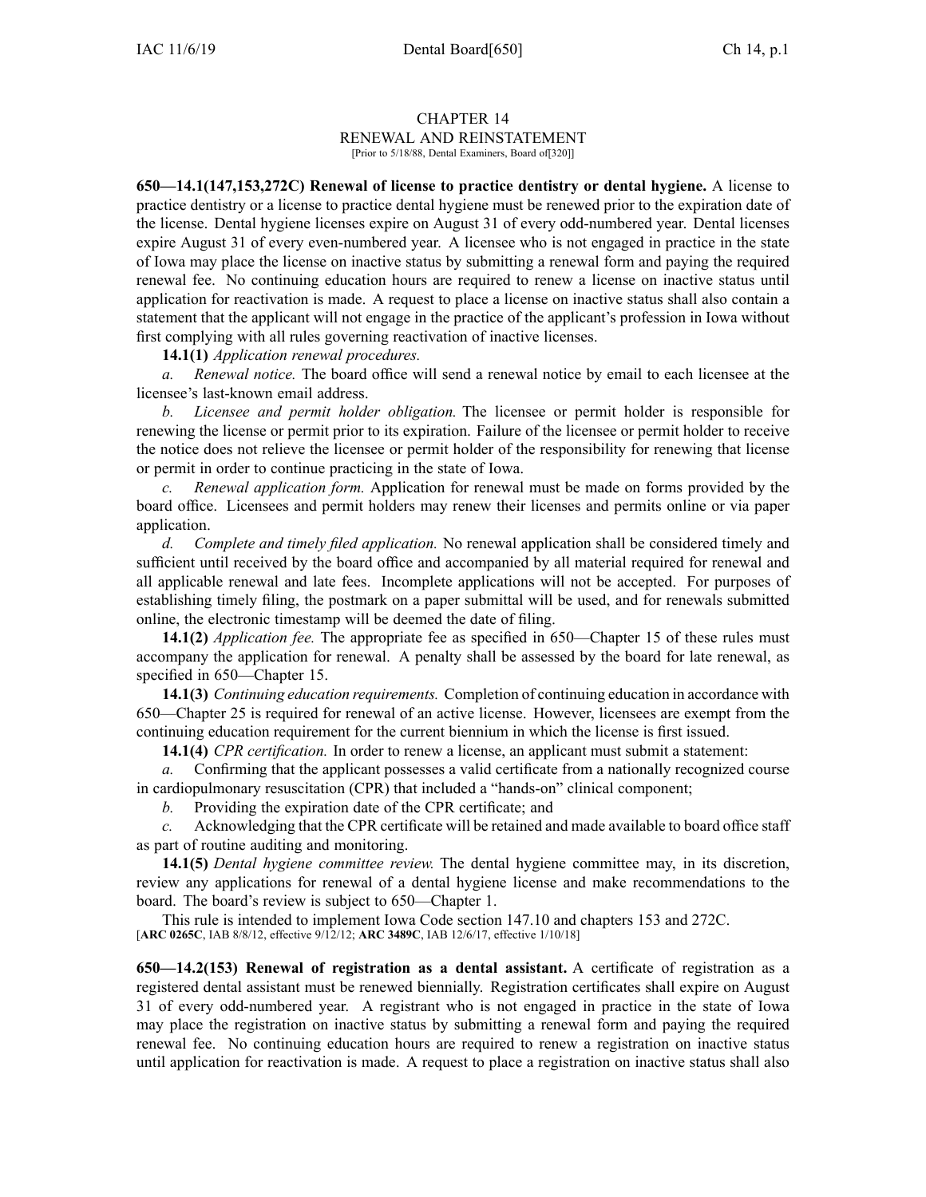# CHAPTER 14
## RENEWAL AND REINSTATEMENT
[Prior to 5/18/88, Dental Examiners, Board of[320]]

**650—14.1(147,153,272C) Renewal of license to practice dentistry or dental hygiene.** A license to practice dentistry or a license to practice dental hygiene must be renewed prior to the expiration date of the license. Dental hygiene licenses expire on August 31 of every odd-numbered year. Dental licenses expire August 31 of every even-numbered year. A licensee who is not engaged in practice in the state of Iowa may place the license on inactive status by submitting a renewal form and paying the required renewal fee. No continuing education hours are required to renew a license on inactive status until application for reactivation is made. A request to place a license on inactive status shall also contain a statement that the applicant will not engage in the practice of the applicant's profession in Iowa without first complying with all rules governing reactivation of inactive licenses.

**14.1(1)** *Application renewal procedures.*

*a. Renewal notice.* The board office will send a renewal notice by email to each licensee at the licensee's last-known email address.

*b. Licensee and permit holder obligation.* The licensee or permit holder is responsible for renewing the license or permit prior to its expiration. Failure of the licensee or permit holder to receive the notice does not relieve the licensee or permit holder of the responsibility for renewing that license or permit in order to continue practicing in the state of Iowa.

*c. Renewal application form.* Application for renewal must be made on forms provided by the board office. Licensees and permit holders may renew their licenses and permits online or via paper application.

*d. Complete and timely filed application.* No renewal application shall be considered timely and sufficient until received by the board office and accompanied by all material required for renewal and all applicable renewal and late fees. Incomplete applications will not be accepted. For purposes of establishing timely filing, the postmark on a paper submittal will be used, and for renewals submitted online, the electronic timestamp will be deemed the date of filing.

**14.1(2)** *Application fee.* The appropriate fee as specified in 650—Chapter 15 of these rules must accompany the application for renewal. A penalty shall be assessed by the board for late renewal, as specified in 650—Chapter 15.

**14.1(3)** *Continuing education requirements.* Completion of continuing education in accordance with 650—Chapter 25 is required for renewal of an active license. However, licensees are exempt from the continuing education requirement for the current biennium in which the license is first issued.

**14.1(4)** *CPR certification.* In order to renew a license, an applicant must submit a statement:

*a.* Confirming that the applicant possesses a valid certificate from a nationally recognized course in cardiopulmonary resuscitation (CPR) that included a "hands-on" clinical component;

*b.* Providing the expiration date of the CPR certificate; and

*c.* Acknowledging that the CPR certificate will be retained and made available to board office staff as part of routine auditing and monitoring.

**14.1(5)** *Dental hygiene committee review.* The dental hygiene committee may, in its discretion, review any applications for renewal of a dental hygiene license and make recommendations to the board. The board's review is subject to 650—Chapter 1.

This rule is intended to implement Iowa Code section 147.10 and chapters 153 and 272C.
[**ARC 0265C**, IAB 8/8/12, effective 9/12/12; **ARC 3489C**, IAB 12/6/17, effective 1/10/18]

**650—14.2(153) Renewal of registration as a dental assistant.** A certificate of registration as a registered dental assistant must be renewed biennially. Registration certificates shall expire on August 31 of every odd-numbered year. A registrant who is not engaged in practice in the state of Iowa may place the registration on inactive status by submitting a renewal form and paying the required renewal fee. No continuing education hours are required to renew a registration on inactive status until application for reactivation is made. A request to place a registration on inactive status shall also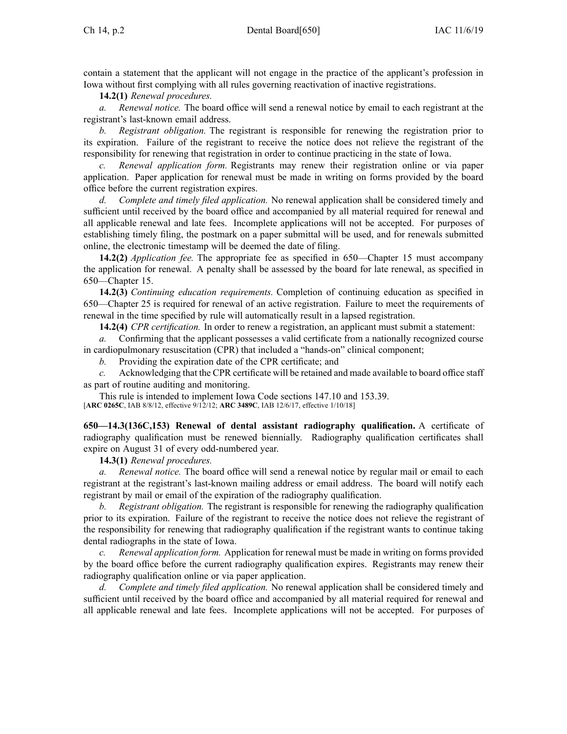contain a statement that the applicant will not engage in the practice of the applicant's profession in Iowa without first complying with all rules governing reactivation of inactive registrations.

**14.2(1)** *Renewal procedures.*

*a. Renewal notice.* The board office will send a renewal notice by email to each registrant at the registrant's last-known email address.

*b. Registrant obligation.* The registrant is responsible for renewing the registration prior to its expiration. Failure of the registrant to receive the notice does not relieve the registrant of the responsibility for renewing that registration in order to continue practicing in the state of Iowa.

*c. Renewal application form.* Registrants may renew their registration online or via paper application. Paper application for renewal must be made in writing on forms provided by the board office before the current registration expires.

*d. Complete and timely filed application.* No renewal application shall be considered timely and sufficient until received by the board office and accompanied by all material required for renewal and all applicable renewal and late fees. Incomplete applications will not be accepted. For purposes of establishing timely filing, the postmark on a paper submittal will be used, and for renewals submitted online, the electronic timestamp will be deemed the date of filing.

**14.2(2)** *Application fee.* The appropriate fee as specified in 650—Chapter 15 must accompany the application for renewal. A penalty shall be assessed by the board for late renewal, as specified in 650—Chapter 15.

**14.2(3)** *Continuing education requirements.* Completion of continuing education as specified in 650—Chapter 25 is required for renewal of an active registration. Failure to meet the requirements of renewal in the time specified by rule will automatically result in a lapsed registration.

**14.2(4)** *CPR certification.* In order to renew a registration, an applicant must submit a statement:

*a.* Confirming that the applicant possesses a valid certificate from a nationally recognized course in cardiopulmonary resuscitation (CPR) that included a "hands-on" clinical component;

*b.* Providing the expiration date of the CPR certificate; and

*c.* Acknowledging that the CPR certificate will be retained and made available to board office staff as part of routine auditing and monitoring.

This rule is intended to implement Iowa Code sections 147.10 and 153.39.

[**ARC 0265C**, IAB 8/8/12, effective 9/12/12; **ARC 3489C**, IAB 12/6/17, effective 1/10/18]

**650—14.3(136C,153) Renewal of dental assistant radiography qualification.** A certificate of radiography qualification must be renewed biennially. Radiography qualification certificates shall expire on August 31 of every odd-numbered year.

**14.3(1)** *Renewal procedures.*

*a. Renewal notice.* The board office will send a renewal notice by regular mail or email to each registrant at the registrant's last-known mailing address or email address. The board will notify each registrant by mail or email of the expiration of the radiography qualification.

*b. Registrant obligation.* The registrant is responsible for renewing the radiography qualification prior to its expiration. Failure of the registrant to receive the notice does not relieve the registrant of the responsibility for renewing that radiography qualification if the registrant wants to continue taking dental radiographs in the state of Iowa.

*c. Renewal application form.* Application for renewal must be made in writing on forms provided by the board office before the current radiography qualification expires. Registrants may renew their radiography qualification online or via paper application.

*d. Complete and timely filed application.* No renewal application shall be considered timely and sufficient until received by the board office and accompanied by all material required for renewal and all applicable renewal and late fees. Incomplete applications will not be accepted. For purposes of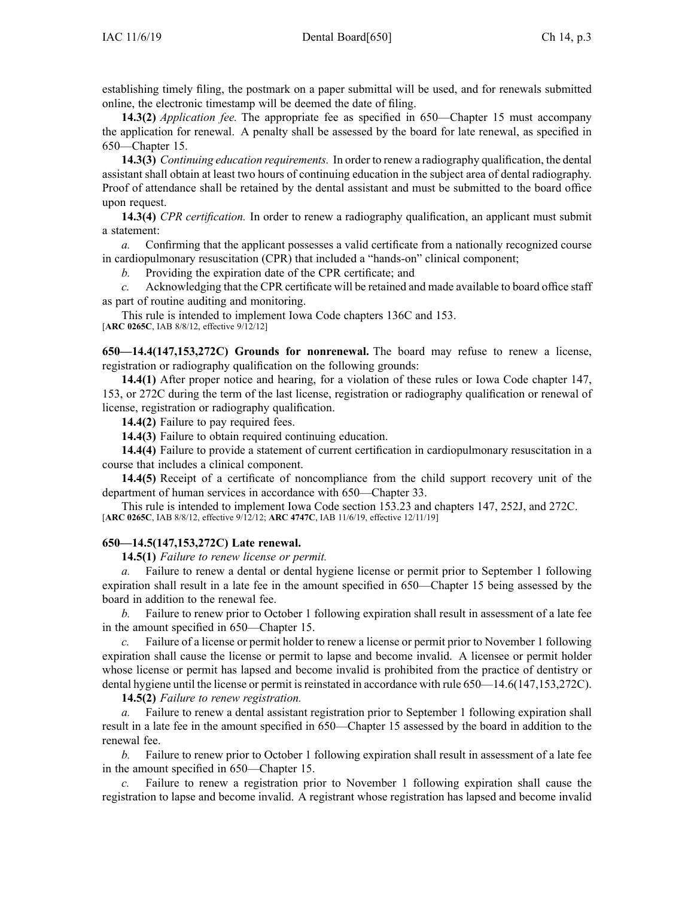establishing timely filing, the postmark on a paper submittal will be used, and for renewals submitted online, the electronic timestamp will be deemed the date of filing.

**14.3(2)** *Application fee.* The appropriate fee as specified in 650—Chapter 15 must accompany the application for renewal. A penalty shall be assessed by the board for late renewal, as specified in 650—Chapter 15.

**14.3(3)** *Continuing education requirements.* In order to renew a radiography qualification, the dental assistant shall obtain at least two hours of continuing education in the subject area of dental radiography. Proof of attendance shall be retained by the dental assistant and must be submitted to the board office upon request.

**14.3(4)** *CPR certification.* In order to renew a radiography qualification, an applicant must submit a statement:

*a.* Confirming that the applicant possesses a valid certificate from a nationally recognized course in cardiopulmonary resuscitation (CPR) that included a "hands-on" clinical component;

*b.* Providing the expiration date of the CPR certificate; and

*c.* Acknowledging that the CPR certificate will be retained and made available to board office staff as part of routine auditing and monitoring.

This rule is intended to implement Iowa Code chapters 136C and 153.
[**ARC 0265C**, IAB 8/8/12, effective 9/12/12]

**650—14.4(147,153,272C) Grounds for nonrenewal.** The board may refuse to renew a license, registration or radiography qualification on the following grounds:

**14.4(1)** After proper notice and hearing, for a violation of these rules or Iowa Code chapter 147, 153, or 272C during the term of the last license, registration or radiography qualification or renewal of license, registration or radiography qualification.

**14.4(2)** Failure to pay required fees.

**14.4(3)** Failure to obtain required continuing education.

**14.4(4)** Failure to provide a statement of current certification in cardiopulmonary resuscitation in a course that includes a clinical component.

**14.4(5)** Receipt of a certificate of noncompliance from the child support recovery unit of the department of human services in accordance with 650—Chapter 33.

This rule is intended to implement Iowa Code section 153.23 and chapters 147, 252J, and 272C.
[**ARC 0265C**, IAB 8/8/12, effective 9/12/12; **ARC 4747C**, IAB 11/6/19, effective 12/11/19]

**650—14.5(147,153,272C) Late renewal.**

**14.5(1)** *Failure to renew license or permit.*

*a.* Failure to renew a dental or dental hygiene license or permit prior to September 1 following expiration shall result in a late fee in the amount specified in 650—Chapter 15 being assessed by the board in addition to the renewal fee.

*b.* Failure to renew prior to October 1 following expiration shall result in assessment of a late fee in the amount specified in 650—Chapter 15.

*c.* Failure of a license or permit holder to renew a license or permit prior to November 1 following expiration shall cause the license or permit to lapse and become invalid. A licensee or permit holder whose license or permit has lapsed and become invalid is prohibited from the practice of dentistry or dental hygiene until the license or permit is reinstated in accordance with rule 650—14.6(147,153,272C).

**14.5(2)** *Failure to renew registration.*

*a.* Failure to renew a dental assistant registration prior to September 1 following expiration shall result in a late fee in the amount specified in 650—Chapter 15 assessed by the board in addition to the renewal fee.

*b.* Failure to renew prior to October 1 following expiration shall result in assessment of a late fee in the amount specified in 650—Chapter 15.

*c.* Failure to renew a registration prior to November 1 following expiration shall cause the registration to lapse and become invalid. A registrant whose registration has lapsed and become invalid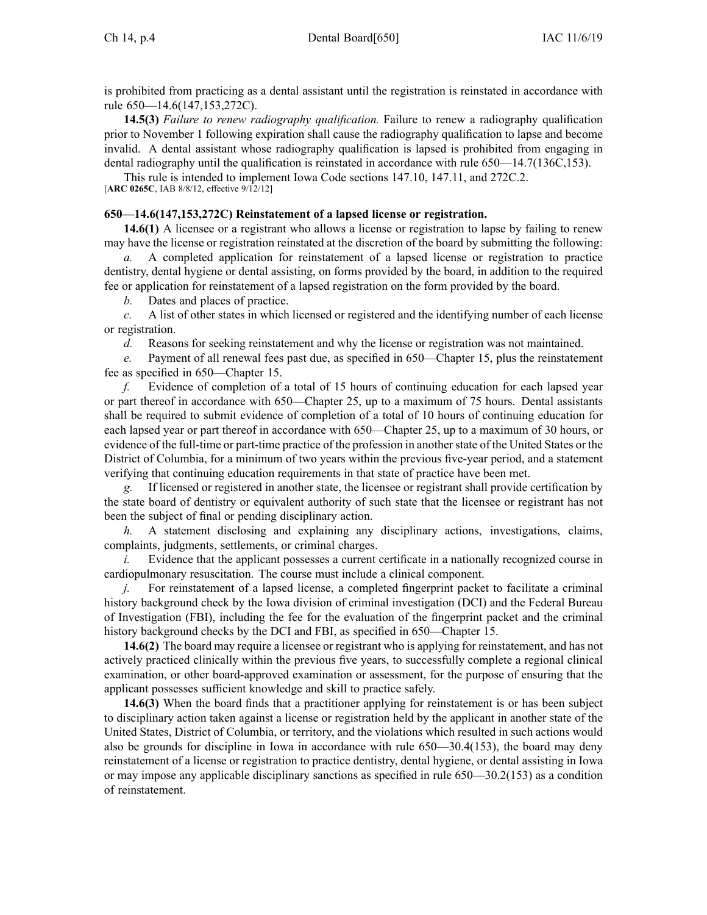is prohibited from practicing as a dental assistant until the registration is reinstated in accordance with rule 650—14.6(147,153,272C).

**14.5(3)** *Failure to renew radiography qualification.* Failure to renew a radiography qualification prior to November 1 following expiration shall cause the radiography qualification to lapse and become invalid. A dental assistant whose radiography qualification is lapsed is prohibited from engaging in dental radiography until the qualification is reinstated in accordance with rule 650—14.7(136C,153).

This rule is intended to implement Iowa Code sections 147.10, 147.11, and 272C.2.
[**ARC 0265C**, IAB 8/8/12, effective 9/12/12]

**650—14.6(147,153,272C) Reinstatement of a lapsed license or registration.**

**14.6(1)** A licensee or a registrant who allows a license or registration to lapse by failing to renew may have the license or registration reinstated at the discretion of the board by submitting the following:

*a.* A completed application for reinstatement of a lapsed license or registration to practice dentistry, dental hygiene or dental assisting, on forms provided by the board, in addition to the required fee or application for reinstatement of a lapsed registration on the form provided by the board.

*b.* Dates and places of practice.

*c.* A list of other states in which licensed or registered and the identifying number of each license or registration.

*d.* Reasons for seeking reinstatement and why the license or registration was not maintained.

*e.* Payment of all renewal fees past due, as specified in 650—Chapter 15, plus the reinstatement fee as specified in 650—Chapter 15.

*f.* Evidence of completion of a total of 15 hours of continuing education for each lapsed year or part thereof in accordance with 650—Chapter 25, up to a maximum of 75 hours. Dental assistants shall be required to submit evidence of completion of a total of 10 hours of continuing education for each lapsed year or part thereof in accordance with 650—Chapter 25, up to a maximum of 30 hours, or evidence of the full-time or part-time practice of the profession in another state of the United States or the District of Columbia, for a minimum of two years within the previous five-year period, and a statement verifying that continuing education requirements in that state of practice have been met.

*g.* If licensed or registered in another state, the licensee or registrant shall provide certification by the state board of dentistry or equivalent authority of such state that the licensee or registrant has not been the subject of final or pending disciplinary action.

*h.* A statement disclosing and explaining any disciplinary actions, investigations, claims, complaints, judgments, settlements, or criminal charges.

*i.* Evidence that the applicant possesses a current certificate in a nationally recognized course in cardiopulmonary resuscitation. The course must include a clinical component.

*j.* For reinstatement of a lapsed license, a completed fingerprint packet to facilitate a criminal history background check by the Iowa division of criminal investigation (DCI) and the Federal Bureau of Investigation (FBI), including the fee for the evaluation of the fingerprint packet and the criminal history background checks by the DCI and FBI, as specified in 650—Chapter 15.

**14.6(2)** The board may require a licensee or registrant who is applying for reinstatement, and has not actively practiced clinically within the previous five years, to successfully complete a regional clinical examination, or other board-approved examination or assessment, for the purpose of ensuring that the applicant possesses sufficient knowledge and skill to practice safely.

**14.6(3)** When the board finds that a practitioner applying for reinstatement is or has been subject to disciplinary action taken against a license or registration held by the applicant in another state of the United States, District of Columbia, or territory, and the violations which resulted in such actions would also be grounds for discipline in Iowa in accordance with rule 650—30.4(153), the board may deny reinstatement of a license or registration to practice dentistry, dental hygiene, or dental assisting in Iowa or may impose any applicable disciplinary sanctions as specified in rule 650—30.2(153) as a condition of reinstatement.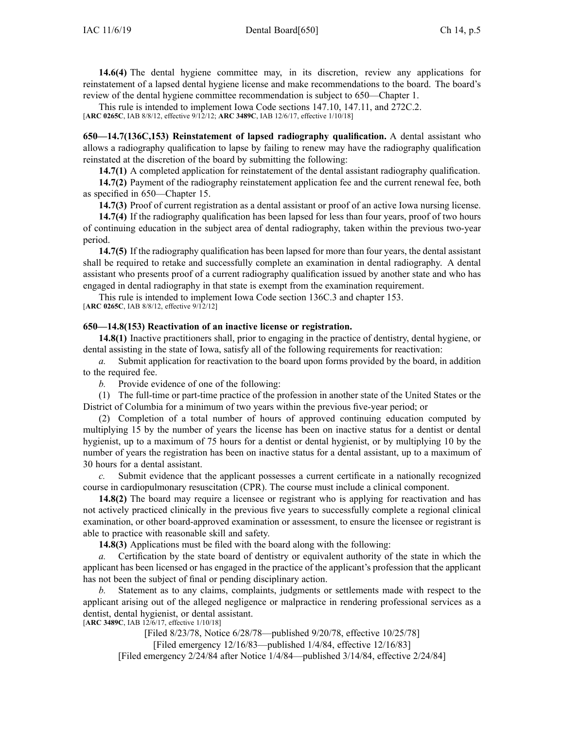**14.6(4)** The dental hygiene committee may, in its discretion, review any applications for reinstatement of a lapsed dental hygiene license and make recommendations to the board. The board's review of the dental hygiene committee recommendation is subject to 650—Chapter 1.

This rule is intended to implement Iowa Code sections 147.10, 147.11, and 272C.2.
[**ARC 0265C**, IAB 8/8/12, effective 9/12/12; **ARC 3489C**, IAB 12/6/17, effective 1/10/18]

**650—14.7(136C,153) Reinstatement of lapsed radiography qualification.** A dental assistant who allows a radiography qualification to lapse by failing to renew may have the radiography qualification reinstated at the discretion of the board by submitting the following:

**14.7(1)** A completed application for reinstatement of the dental assistant radiography qualification.

**14.7(2)** Payment of the radiography reinstatement application fee and the current renewal fee, both as specified in 650—Chapter 15.

**14.7(3)** Proof of current registration as a dental assistant or proof of an active Iowa nursing license.

**14.7(4)** If the radiography qualification has been lapsed for less than four years, proof of two hours of continuing education in the subject area of dental radiography, taken within the previous two-year period.

**14.7(5)** If the radiography qualification has been lapsed for more than four years, the dental assistant shall be required to retake and successfully complete an examination in dental radiography. A dental assistant who presents proof of a current radiography qualification issued by another state and who has engaged in dental radiography in that state is exempt from the examination requirement.

This rule is intended to implement Iowa Code section 136C.3 and chapter 153.
[**ARC 0265C**, IAB 8/8/12, effective 9/12/12]

**650—14.8(153) Reactivation of an inactive license or registration.**

**14.8(1)** Inactive practitioners shall, prior to engaging in the practice of dentistry, dental hygiene, or dental assisting in the state of Iowa, satisfy all of the following requirements for reactivation:

*a.* Submit application for reactivation to the board upon forms provided by the board, in addition to the required fee.

*b.* Provide evidence of one of the following:

(1) The full-time or part-time practice of the profession in another state of the United States or the District of Columbia for a minimum of two years within the previous five-year period; or

(2) Completion of a total number of hours of approved continuing education computed by multiplying 15 by the number of years the license has been on inactive status for a dentist or dental hygienist, up to a maximum of 75 hours for a dentist or dental hygienist, or by multiplying 10 by the number of years the registration has been on inactive status for a dental assistant, up to a maximum of 30 hours for a dental assistant.

*c.* Submit evidence that the applicant possesses a current certificate in a nationally recognized course in cardiopulmonary resuscitation (CPR). The course must include a clinical component.

**14.8(2)** The board may require a licensee or registrant who is applying for reactivation and has not actively practiced clinically in the previous five years to successfully complete a regional clinical examination, or other board-approved examination or assessment, to ensure the licensee or registrant is able to practice with reasonable skill and safety.

**14.8(3)** Applications must be filed with the board along with the following:

*a.* Certification by the state board of dentistry or equivalent authority of the state in which the applicant has been licensed or has engaged in the practice of the applicant's profession that the applicant has not been the subject of final or pending disciplinary action.

*b.* Statement as to any claims, complaints, judgments or settlements made with respect to the applicant arising out of the alleged negligence or malpractice in rendering professional services as a dentist, dental hygienist, or dental assistant.
[**ARC 3489C**, IAB 12/6/17, effective 1/10/18]

[Filed 8/23/78, Notice 6/28/78—published 9/20/78, effective 10/25/78]
[Filed emergency 12/16/83—published 1/4/84, effective 12/16/83]
[Filed emergency 2/24/84 after Notice 1/4/84—published 3/14/84, effective 2/24/84]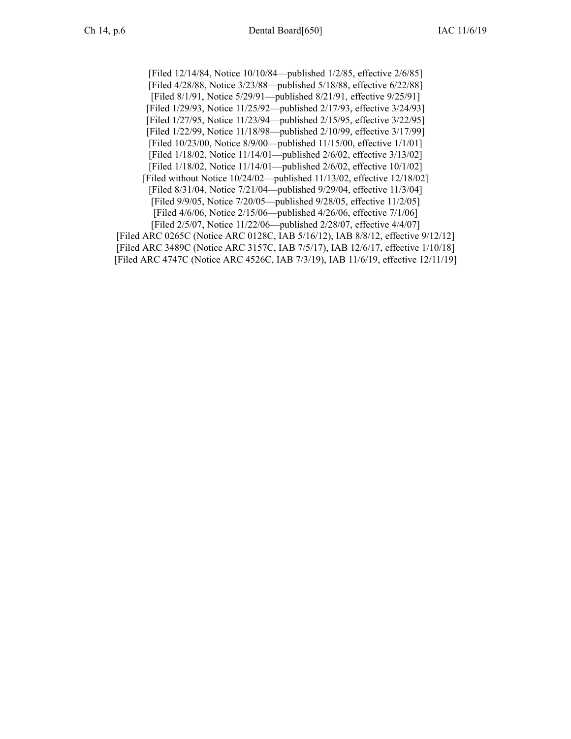[Filed 12/14/84, Notice 10/10/84—published 1/2/85, effective 2/6/85]
[Filed 4/28/88, Notice 3/23/88—published 5/18/88, effective 6/22/88]
[Filed 8/1/91, Notice 5/29/91—published 8/21/91, effective 9/25/91]
[Filed 1/29/93, Notice 11/25/92—published 2/17/93, effective 3/24/93]
[Filed 1/27/95, Notice 11/23/94—published 2/15/95, effective 3/22/95]
[Filed 1/22/99, Notice 11/18/98—published 2/10/99, effective 3/17/99]
[Filed 10/23/00, Notice 8/9/00—published 11/15/00, effective 1/1/01]
[Filed 1/18/02, Notice 11/14/01—published 2/6/02, effective 3/13/02]
[Filed 1/18/02, Notice 11/14/01—published 2/6/02, effective 10/1/02]
[Filed without Notice 10/24/02—published 11/13/02, effective 12/18/02]
[Filed 8/31/04, Notice 7/21/04—published 9/29/04, effective 11/3/04]
[Filed 9/9/05, Notice 7/20/05—published 9/28/05, effective 11/2/05]
[Filed 4/6/06, Notice 2/15/06—published 4/26/06, effective 7/1/06]
[Filed 2/5/07, Notice 11/22/06—published 2/28/07, effective 4/4/07]
[Filed ARC 0265C (Notice ARC 0128C, IAB 5/16/12), IAB 8/8/12, effective 9/12/12]
[Filed ARC 3489C (Notice ARC 3157C, IAB 7/5/17), IAB 12/6/17, effective 1/10/18]
[Filed ARC 4747C (Notice ARC 4526C, IAB 7/3/19), IAB 11/6/19, effective 12/11/19]